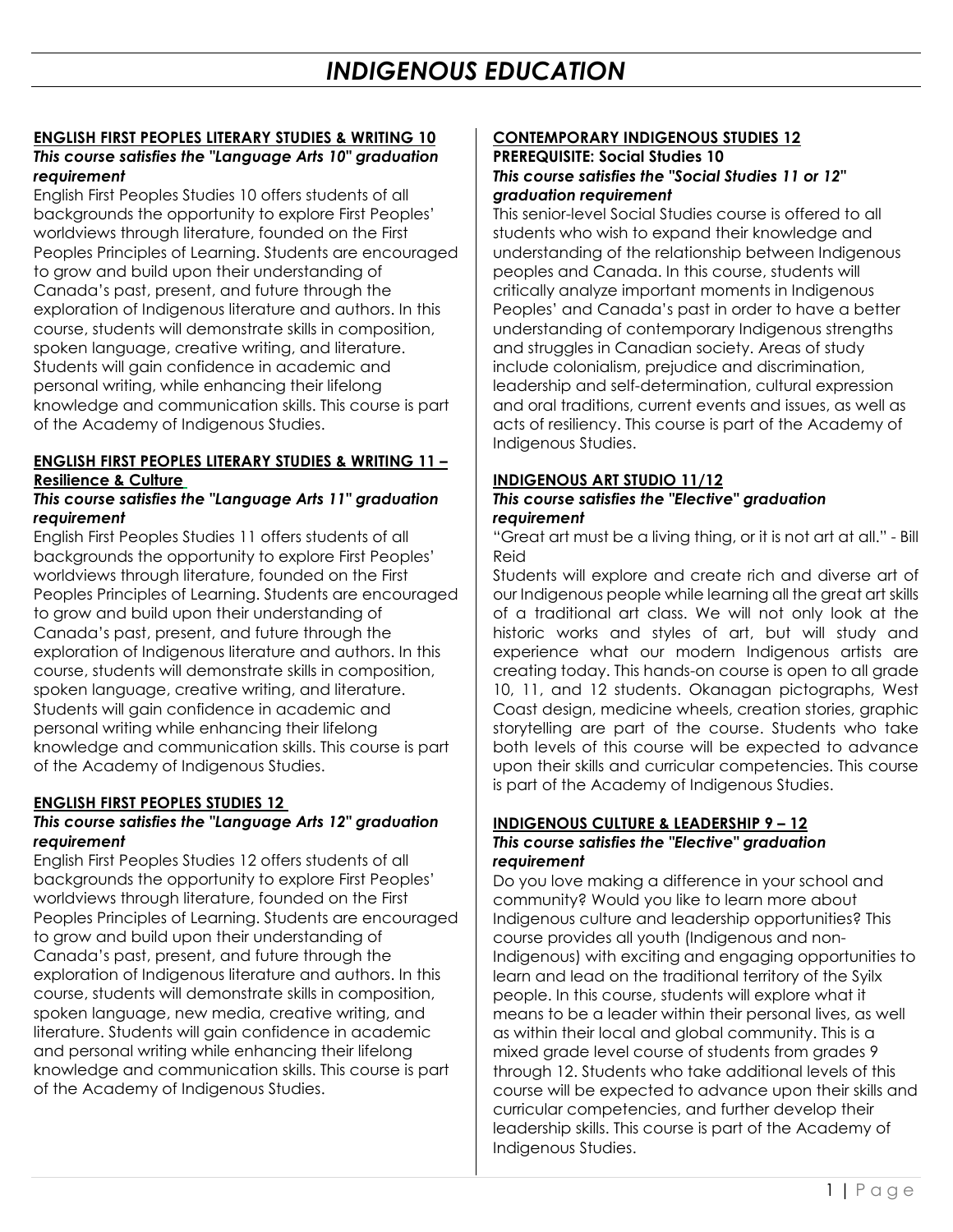# INDIGENOUS EDUCATION

## ENGLISH FIRST PEOPLES LITERARY STUDIES & WRITING 10

***This course satisfies the "Language Arts 10" graduation requirement***

English First Peoples Studies 10 offers students of all backgrounds the opportunity to explore First Peoples' worldviews through literature, founded on the First Peoples Principles of Learning. Students are encouraged to grow and build upon their understanding of Canada's past, present, and future through the exploration of Indigenous literature and authors. In this course, students will demonstrate skills in composition, spoken language, creative writing, and literature. Students will gain confidence in academic and personal writing, while enhancing their lifelong knowledge and communication skills. This course is part of the Academy of Indigenous Studies.

## ENGLISH FIRST PEOPLES LITERARY STUDIES & WRITING 11 – Resilience & Culture

***This course satisfies the "Language Arts 11" graduation requirement***

English First Peoples Studies 11 offers students of all backgrounds the opportunity to explore First Peoples' worldviews through literature, founded on the First Peoples Principles of Learning. Students are encouraged to grow and build upon their understanding of Canada's past, present, and future through the exploration of Indigenous literature and authors. In this course, students will demonstrate skills in composition, spoken language, creative writing, and literature. Students will gain confidence in academic and personal writing while enhancing their lifelong knowledge and communication skills. This course is part of the Academy of Indigenous Studies.

## ENGLISH FIRST PEOPLES STUDIES 12

***This course satisfies the "Language Arts 12" graduation requirement***

English First Peoples Studies 12 offers students of all backgrounds the opportunity to explore First Peoples' worldviews through literature, founded on the First Peoples Principles of Learning. Students are encouraged to grow and build upon their understanding of Canada's past, present, and future through the exploration of Indigenous literature and authors. In this course, students will demonstrate skills in composition, spoken language, new media, creative writing, and literature. Students will gain confidence in academic and personal writing while enhancing their lifelong knowledge and communication skills. This course is part of the Academy of Indigenous Studies.

## CONTEMPORARY INDIGENOUS STUDIES 12

**PREREQUISITE: Social Studies 10**

***This course satisfies the "Social Studies 11 or 12" graduation requirement***

This senior-level Social Studies course is offered to all students who wish to expand their knowledge and understanding of the relationship between Indigenous peoples and Canada. In this course, students will critically analyze important moments in Indigenous Peoples' and Canada's past in order to have a better understanding of contemporary Indigenous strengths and struggles in Canadian society. Areas of study include colonialism, prejudice and discrimination, leadership and self-determination, cultural expression and oral traditions, current events and issues, as well as acts of resiliency. This course is part of the Academy of Indigenous Studies.

## INDIGENOUS ART STUDIO 11/12

***This course satisfies the "Elective" graduation requirement***

"Great art must be a living thing, or it is not art at all." - Bill Reid

Students will explore and create rich and diverse art of our Indigenous people while learning all the great art skills of a traditional art class. We will not only look at the historic works and styles of art, but will study and experience what our modern Indigenous artists are creating today. This hands-on course is open to all grade 10, 11, and 12 students. Okanagan pictographs, West Coast design, medicine wheels, creation stories, graphic storytelling are part of the course. Students who take both levels of this course will be expected to advance upon their skills and curricular competencies. This course is part of the Academy of Indigenous Studies.

## INDIGENOUS CULTURE & LEADERSHIP 9 – 12

***This course satisfies the "Elective" graduation requirement***

Do you love making a difference in your school and community? Would you like to learn more about Indigenous culture and leadership opportunities? This course provides all youth (Indigenous and non-Indigenous) with exciting and engaging opportunities to learn and lead on the traditional territory of the Syilx people. In this course, students will explore what it means to be a leader within their personal lives, as well as within their local and global community. This is a mixed grade level course of students from grades 9 through 12. Students who take additional levels of this course will be expected to advance upon their skills and curricular competencies, and further develop their leadership skills. This course is part of the Academy of Indigenous Studies.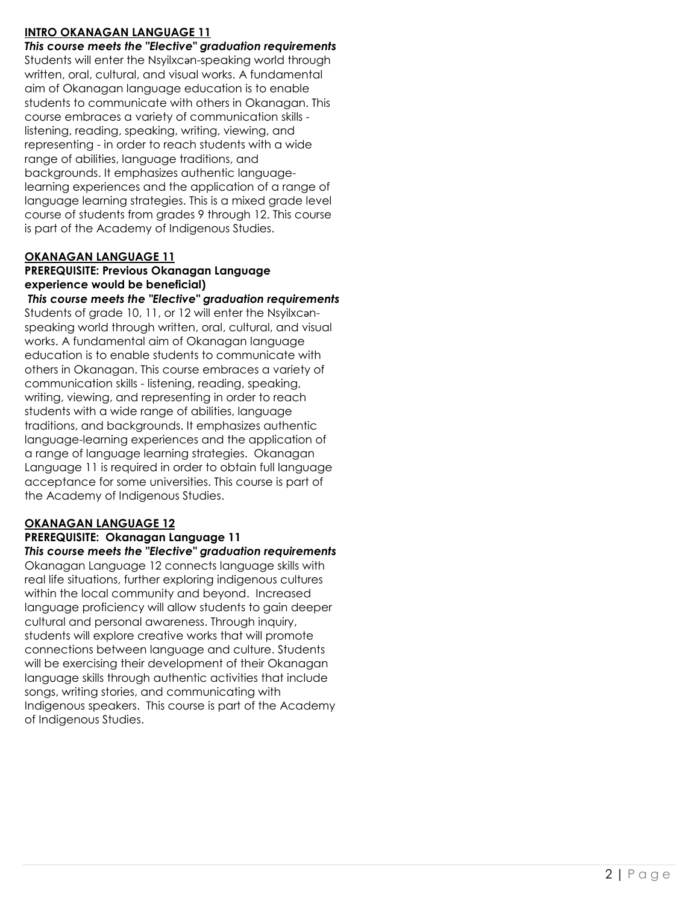## INTRO OKANAGAN LANGUAGE 11

***This course meets the "Elective" graduation requirements***

Students will enter the Nsyilxcən-speaking world through written, oral, cultural, and visual works. A fundamental aim of Okanagan language education is to enable students to communicate with others in Okanagan. This course embraces a variety of communication skills - listening, reading, speaking, writing, viewing, and representing - in order to reach students with a wide range of abilities, language traditions, and backgrounds. It emphasizes authentic language-learning experiences and the application of a range of language learning strategies. This is a mixed grade level course of students from grades 9 through 12. This course is part of the Academy of Indigenous Studies.

## OKANAGAN LANGUAGE 11

**PREREQUISITE: Previous Okanagan Language experience would be beneficial)**

***This course meets the "Elective" graduation requirements***

Students of grade 10, 11, or 12 will enter the Nsyilxcən-speaking world through written, oral, cultural, and visual works. A fundamental aim of Okanagan language education is to enable students to communicate with others in Okanagan. This course embraces a variety of communication skills - listening, reading, speaking, writing, viewing, and representing in order to reach students with a wide range of abilities, language traditions, and backgrounds. It emphasizes authentic language-learning experiences and the application of a range of language learning strategies. Okanagan Language 11 is required in order to obtain full language acceptance for some universities. This course is part of the Academy of Indigenous Studies.

## OKANAGAN LANGUAGE 12

**PREREQUISITE: Okanagan Language 11**

***This course meets the "Elective" graduation requirements***

Okanagan Language 12 connects language skills with real life situations, further exploring indigenous cultures within the local community and beyond. Increased language proficiency will allow students to gain deeper cultural and personal awareness. Through inquiry, students will explore creative works that will promote connections between language and culture. Students will be exercising their development of their Okanagan language skills through authentic activities that include songs, writing stories, and communicating with Indigenous speakers. This course is part of the Academy of Indigenous Studies.